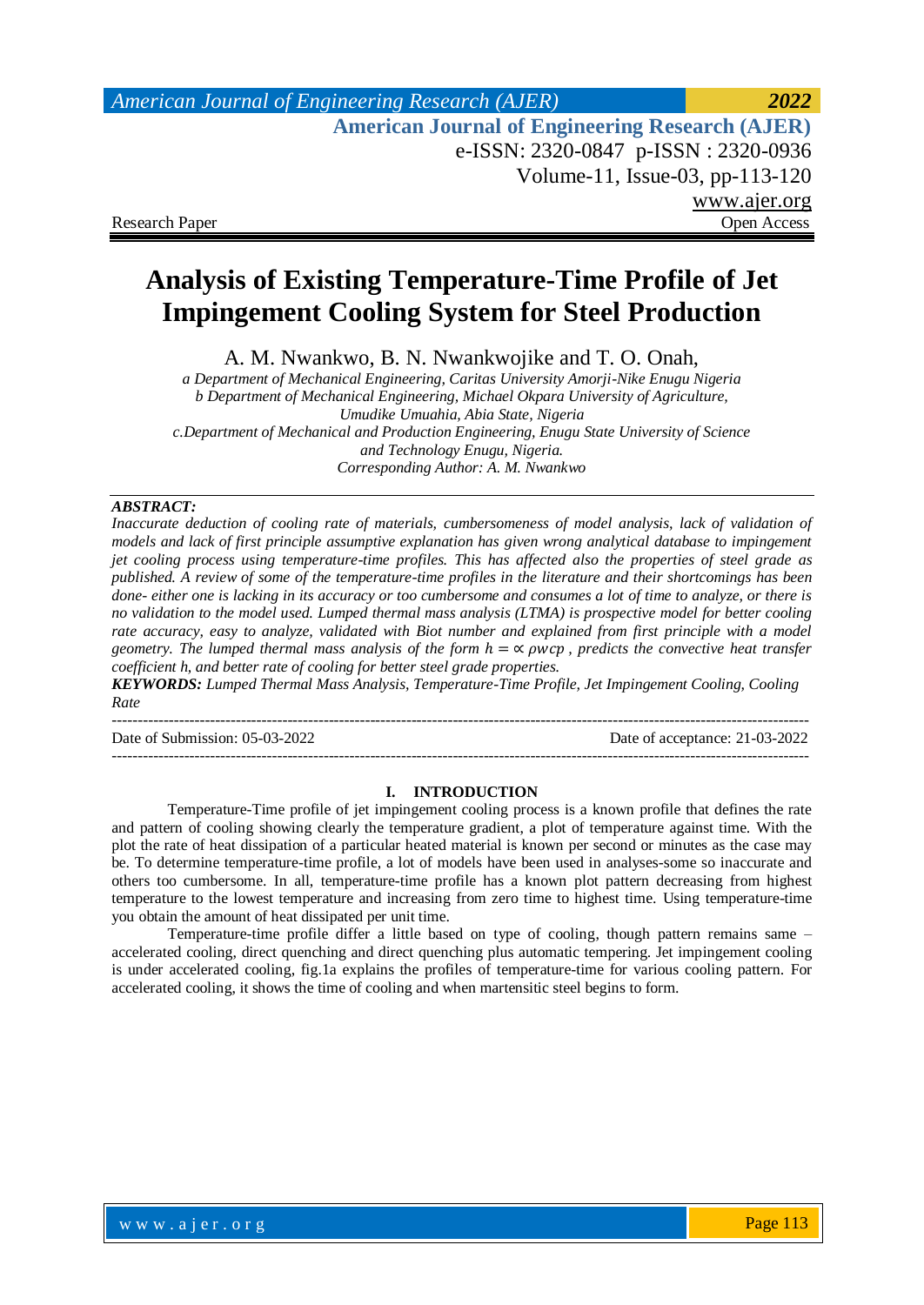# Analysis of Existing Temperature-Time Profile of Jet Impingement Cooling System for Steel Production

A. M. Nwankwo, B. N. Nwankwojike and T. O. Onah,

*a Department of Mechanical Engineering, Caritas University Amorji-Nike Enugu Nigeria*
*b Department of Mechanical Engineering, Michael Okpara University of Agriculture, Umudike Umuahia, Abia State, Nigeria*
*c.Department of Mechanical and Production Engineering, Enugu State University of Science and Technology Enugu, Nigeria.*
*Corresponding Author: A. M. Nwankwo*

***ABSTRACT:***
*Inaccurate deduction of cooling rate of materials, cumbersomeness of model analysis, lack of validation of models and lack of first principle assumptive explanation has given wrong analytical database to impingement jet cooling process using temperature-time profiles. This has affected also the properties of steel grade as published. A review of some of the temperature-time profiles in the literature and their shortcomings has been done- either one is lacking in its accuracy or too cumbersome and consumes a lot of time to analyze, or there is no validation to the model used. Lumped thermal mass analysis (LTMA) is prospective model for better cooling rate accuracy, easy to analyze, validated with Biot number and explained from first principle with a model geometry. The lumped thermal mass analysis of the form $h = \propto \rho w c p$ , predicts the convective heat transfer coefficient h, and better rate of cooling for better steel grade properties.*

***KEYWORDS:*** *Lumped Thermal Mass Analysis, Temperature-Time Profile, Jet Impingement Cooling, Cooling Rate*

---

Date of Submission: 05-03-2022 Date of acceptance: 21-03-2022

---

## I. INTRODUCTION

Temperature-Time profile of jet impingement cooling process is a known profile that defines the rate and pattern of cooling showing clearly the temperature gradient, a plot of temperature against time. With the plot the rate of heat dissipation of a particular heated material is known per second or minutes as the case may be. To determine temperature-time profile, a lot of models have been used in analyses-some so inaccurate and others too cumbersome. In all, temperature-time profile has a known plot pattern decreasing from highest temperature to the lowest temperature and increasing from zero time to highest time. Using temperature-time you obtain the amount of heat dissipated per unit time.

Temperature-time profile differ a little based on type of cooling, though pattern remains same – accelerated cooling, direct quenching and direct quenching plus automatic tempering. Jet impingement cooling is under accelerated cooling, fig.1a explains the profiles of temperature-time for various cooling pattern. For accelerated cooling, it shows the time of cooling and when martensitic steel begins to form.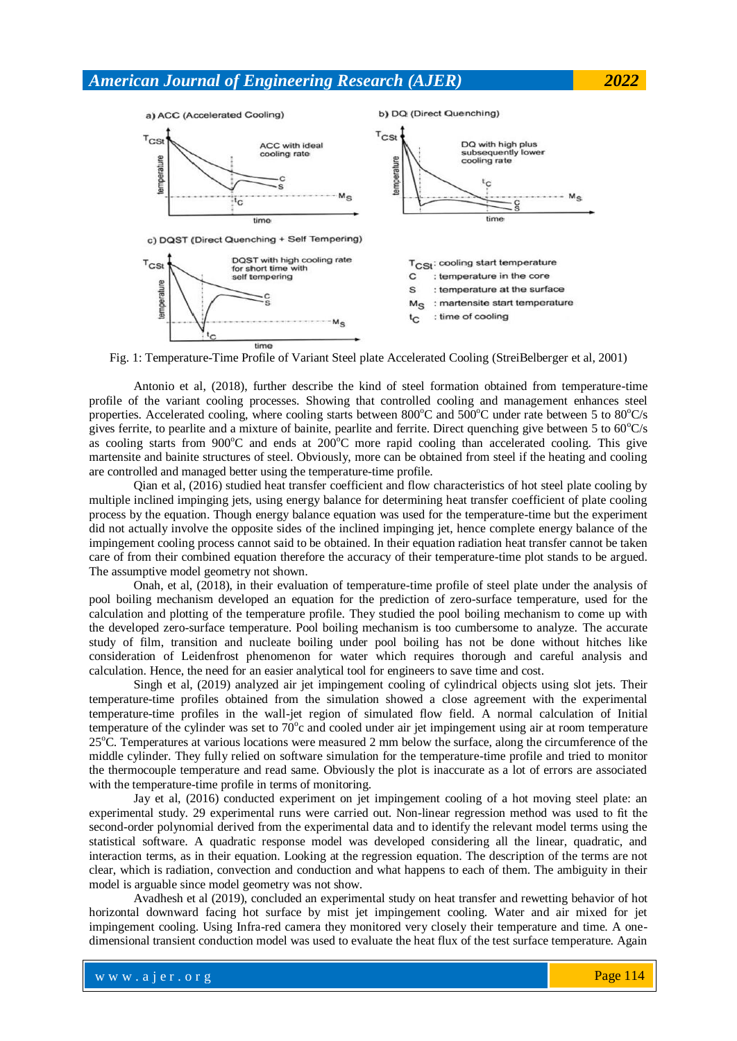Fig. 1: Temperature-Time Profile of Variant Steel plate Accelerated Cooling (StreiBelberger et al, 2001)

Antonio et al, (2018), further describe the kind of steel formation obtained from temperature-time profile of the variant cooling processes. Showing that controlled cooling and management enhances steel properties. Accelerated cooling, where cooling starts between 800°C and 500°C under rate between 5 to 80°C/s gives ferrite, to pearlite and a mixture of bainite, pearlite and ferrite. Direct quenching give between 5 to 60°C/s as cooling starts from 900°C and ends at 200°C more rapid cooling than accelerated cooling. This give martensite and bainite structures of steel. Obviously, more can be obtained from steel if the heating and cooling are controlled and managed better using the temperature-time profile.

Qian et al, (2016) studied heat transfer coefficient and flow characteristics of hot steel plate cooling by multiple inclined impinging jets, using energy balance for determining heat transfer coefficient of plate cooling process by the equation. Though energy balance equation was used for the temperature-time but the experiment did not actually involve the opposite sides of the inclined impinging jet, hence complete energy balance of the impingement cooling process cannot said to be obtained. In their equation radiation heat transfer cannot be taken care of from their combined equation therefore the accuracy of their temperature-time plot stands to be argued. The assumptive model geometry not shown.

Onah, et al, (2018), in their evaluation of temperature-time profile of steel plate under the analysis of pool boiling mechanism developed an equation for the prediction of zero-surface temperature, used for the calculation and plotting of the temperature profile. They studied the pool boiling mechanism to come up with the developed zero-surface temperature. Pool boiling mechanism is too cumbersome to analyze. The accurate study of film, transition and nucleate boiling under pool boiling has not be done without hitches like consideration of Leidenfrost phenomenon for water which requires thorough and careful analysis and calculation. Hence, the need for an easier analytical tool for engineers to save time and cost.

Singh et al, (2019) analyzed air jet impingement cooling of cylindrical objects using slot jets. Their temperature-time profiles obtained from the simulation showed a close agreement with the experimental temperature-time profiles in the wall-jet region of simulated flow field. A normal calculation of Initial temperature of the cylinder was set to 70°c and cooled under air jet impingement using air at room temperature 25°C. Temperatures at various locations were measured 2 mm below the surface, along the circumference of the middle cylinder. They fully relied on software simulation for the temperature-time profile and tried to monitor the thermocouple temperature and read same. Obviously the plot is inaccurate as a lot of errors are associated with the temperature-time profile in terms of monitoring.

Jay et al, (2016) conducted experiment on jet impingement cooling of a hot moving steel plate: an experimental study. 29 experimental runs were carried out. Non-linear regression method was used to fit the second-order polynomial derived from the experimental data and to identify the relevant model terms using the statistical software. A quadratic response model was developed considering all the linear, quadratic, and interaction terms, as in their equation. Looking at the regression equation. The description of the terms are not clear, which is radiation, convection and conduction and what happens to each of them. The ambiguity in their model is arguable since model geometry was not show.

Avadhesh et al (2019), concluded an experimental study on heat transfer and rewetting behavior of hot horizontal downward facing hot surface by mist jet impingement cooling. Water and air mixed for jet impingement cooling. Using Infra-red camera they monitored very closely their temperature and time. A one-dimensional transient conduction model was used to evaluate the heat flux of the test surface temperature. Again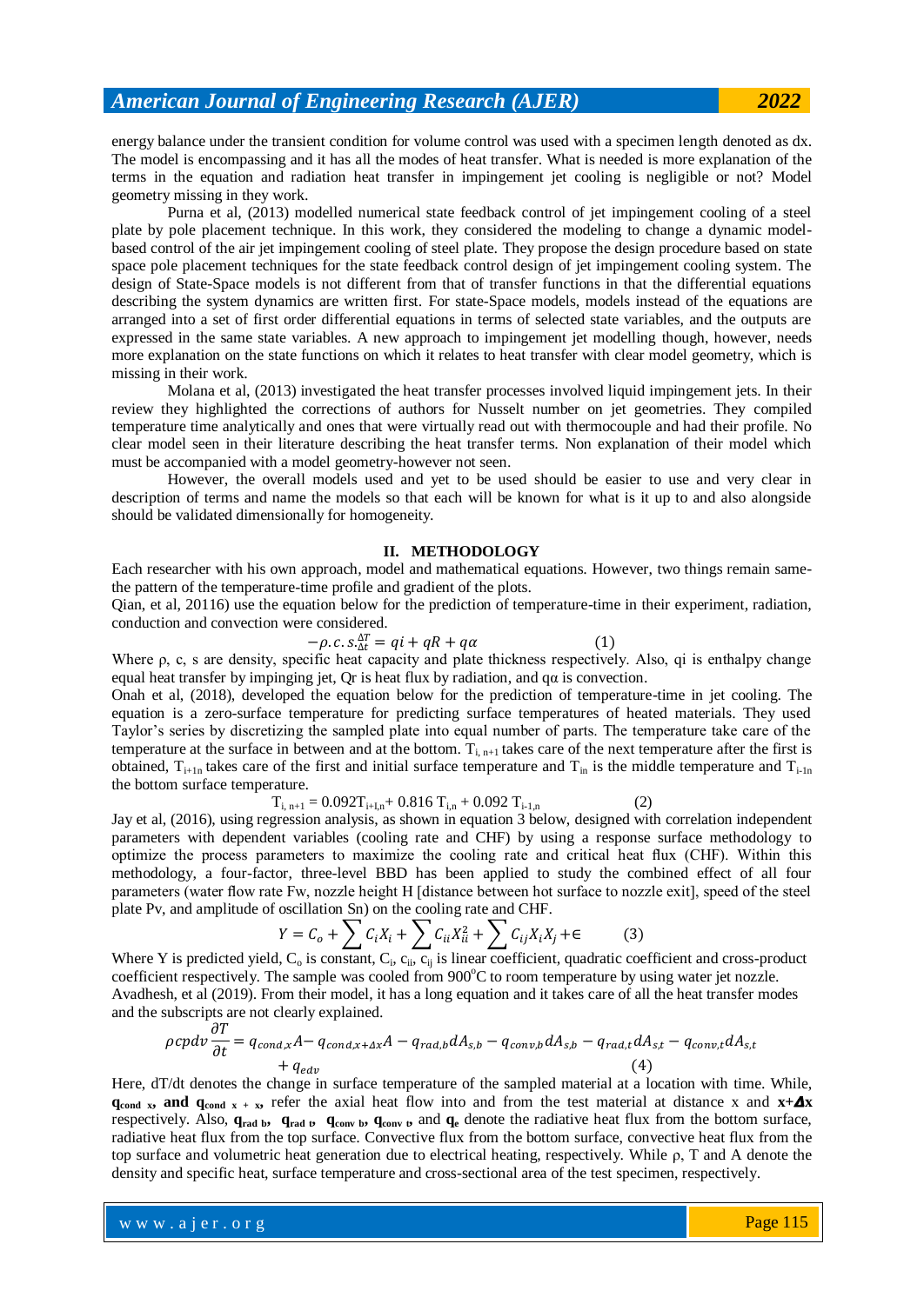energy balance under the transient condition for volume control was used with a specimen length denoted as dx. The model is encompassing and it has all the modes of heat transfer. What is needed is more explanation of the terms in the equation and radiation heat transfer in impingement jet cooling is negligible or not? Model geometry missing in they work.

Purna et al, (2013) modelled numerical state feedback control of jet impingement cooling of a steel plate by pole placement technique. In this work, they considered the modeling to change a dynamic model-based control of the air jet impingement cooling of steel plate. They propose the design procedure based on state space pole placement techniques for the state feedback control design of jet impingement cooling system. The design of State-Space models is not different from that of transfer functions in that the differential equations describing the system dynamics are written first. For state-Space models, models instead of the equations are arranged into a set of first order differential equations in terms of selected state variables, and the outputs are expressed in the same state variables. A new approach to impingement jet modelling though, however, needs more explanation on the state functions on which it relates to heat transfer with clear model geometry, which is missing in their work.

Molana et al, (2013) investigated the heat transfer processes involved liquid impingement jets. In their review they highlighted the corrections of authors for Nusselt number on jet geometries. They compiled temperature time analytically and ones that were virtually read out with thermocouple and had their profile. No clear model seen in their literature describing the heat transfer terms. Non explanation of their model which must be accompanied with a model geometry-however not seen.

However, the overall models used and yet to be used should be easier to use and very clear in description of terms and name the models so that each will be known for what is it up to and also alongside should be validated dimensionally for homogeneity.

## II. METHODOLOGY

Each researcher with his own approach, model and mathematical equations. However, two things remain same-the pattern of the temperature-time profile and gradient of the plots.

Qian, et al, 20116) use the equation below for the prediction of temperature-time in their experiment, radiation, conduction and convection were considered.

$$-\rho.c.s.\frac{\Delta T}{\Delta t} = qi + qR + q\alpha \qquad (1)$$

Where ρ, c, s are density, specific heat capacity and plate thickness respectively. Also, qi is enthalpy change equal heat transfer by impinging jet, Qr is heat flux by radiation, and qα is convection.

Onah et al, (2018), developed the equation below for the prediction of temperature-time in jet cooling. The equation is a zero-surface temperature for predicting surface temperatures of heated materials. They used Taylor's series by discretizing the sampled plate into equal number of parts. The temperature take care of the temperature at the surface in between and at the bottom. $T_{i,\,n+1}$ takes care of the next temperature after the first is obtained, $T_{i+1n}$ takes care of the first and initial surface temperature and $T_{in}$ is the middle temperature and $T_{i-1n}$ the bottom surface temperature.

$$T_{i,\,n+1} = 0.092T_{i+1,n} + 0.816\,T_{i,n} + 0.092\,T_{i-1,n} \qquad (2)$$

Jay et al, (2016), using regression analysis, as shown in equation 3 below, designed with correlation independent parameters with dependent variables (cooling rate and CHF) by using a response surface methodology to optimize the process parameters to maximize the cooling rate and critical heat flux (CHF). Within this methodology, a four-factor, three-level BBD has been applied to study the combined effect of all four parameters (water flow rate Fw, nozzle height H [distance between hot surface to nozzle exit], speed of the steel plate Pv, and amplitude of oscillation Sn) on the cooling rate and CHF.

$$Y = C_o + \sum C_i X_i + \sum C_{ii} X_{ii}^2 + \sum C_{ij} X_i X_j + \in \qquad (3)$$

Where Y is predicted yield, $C_o$ is constant, $C_i$, $c_{ii}$, $c_{ij}$ is linear coefficient, quadratic coefficient and cross-product coefficient respectively. The sample was cooled from 900°C to room temperature by using water jet nozzle.

Avadhesh, et al (2019). From their model, it has a long equation and it takes care of all the heat transfer modes and the subscripts are not clearly explained.

$$\rho cpdv\frac{\partial T}{\partial t} = q_{cond,x}A - q_{cond,x+\Delta x}A - q_{rad,b}dA_{s,b} - q_{conv,b}dA_{s,b} - q_{rad,t}dA_{s,t} - q_{conv,t}dA_{s,t} + q_{edv} \qquad (4)$$

Here, dT/dt denotes the change in surface temperature of the sampled material at a location with time. While, $\mathbf{q_{cond\ x}}$, **and** $\mathbf{q_{cond\ x+x}}$, refer the axial heat flow into and from the test material at distance x and $\mathbf{x+\Delta x}$ respectively. Also, $\mathbf{q_{rad\ b}}$, $\mathbf{q_{rad\ t}}$, $\mathbf{q_{conv\ b}}$, $\mathbf{q_{conv\ t}}$, and $\mathbf{q_e}$ denote the radiative heat flux from the bottom surface, radiative heat flux from the top surface. Convective flux from the bottom surface, convective heat flux from the top surface and volumetric heat generation due to electrical heating, respectively. While ρ, T and A denote the density and specific heat, surface temperature and cross-sectional area of the test specimen, respectively.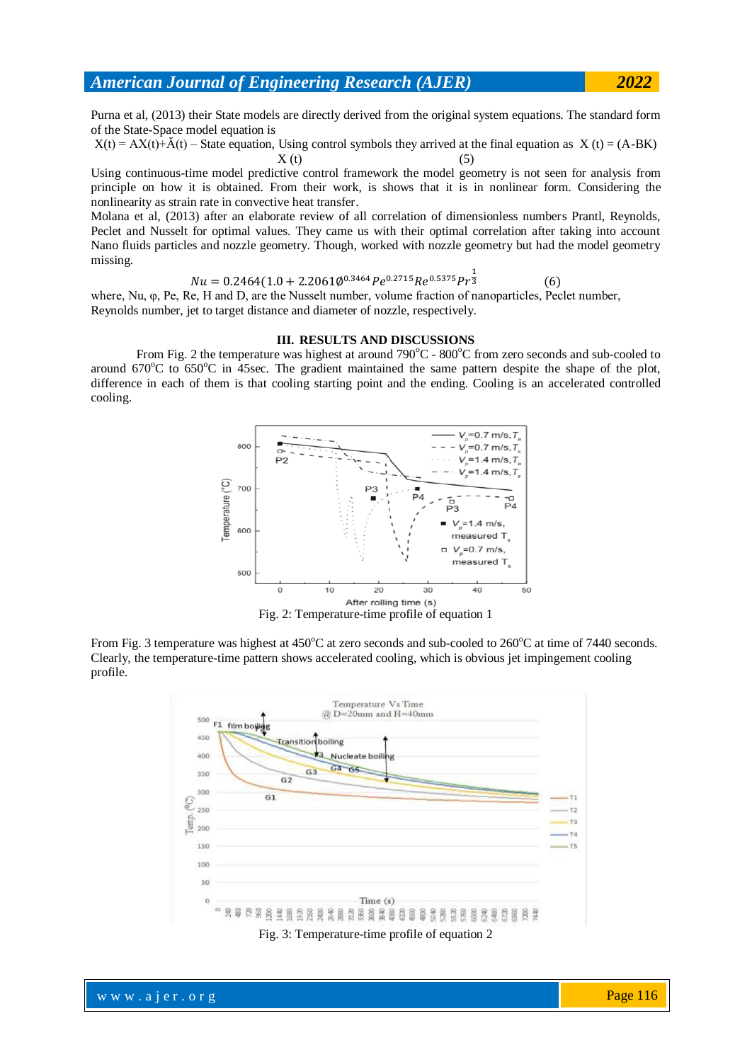Purna et al, (2013) their State models are directly derived from the original system equations. The standard form of the State-Space model equation is

X(t) = AX(t)+Ă(t) – State equation, Using control symbols they arrived at the final equation as X (t) = (A-BK) X (t) (5)

Using continuous-time model predictive control framework the model geometry is not seen for analysis from principle on how it is obtained. From their work, is shows that it is in nonlinear form. Considering the nonlinearity as strain rate in convective heat transfer.

Molana et al, (2013) after an elaborate review of all correlation of dimensionless numbers Prantl, Reynolds, Peclet and Nusselt for optimal values. They came us with their optimal correlation after taking into account Nano fluids particles and nozzle geometry. Though, worked with nozzle geometry but had the model geometry missing.

$$Nu = 0.2464(1.0 + 2.2061\emptyset^{0.3464}Pe^{0.2715}Re^{0.5375}Pr^{\frac{1}{3}} \qquad (6)$$

where, Nu, φ, Pe, Re, H and D, are the Nusselt number, volume fraction of nanoparticles, Peclet number, Reynolds number, jet to target distance and diameter of nozzle, respectively.

## III. RESULTS AND DISCUSSIONS

From Fig. 2 the temperature was highest at around 790°C - 800°C from zero seconds and sub-cooled to around 670°C to 650°C in 45sec. The gradient maintained the same pattern despite the shape of the plot, difference in each of them is that cooling starting point and the ending. Cooling is an accelerated controlled cooling.

Fig. 2: Temperature-time profile of equation 1

From Fig. 3 temperature was highest at 450°C at zero seconds and sub-cooled to 260°C at time of 7440 seconds. Clearly, the temperature-time pattern shows accelerated cooling, which is obvious jet impingement cooling profile.

Fig. 3: Temperature-time profile of equation 2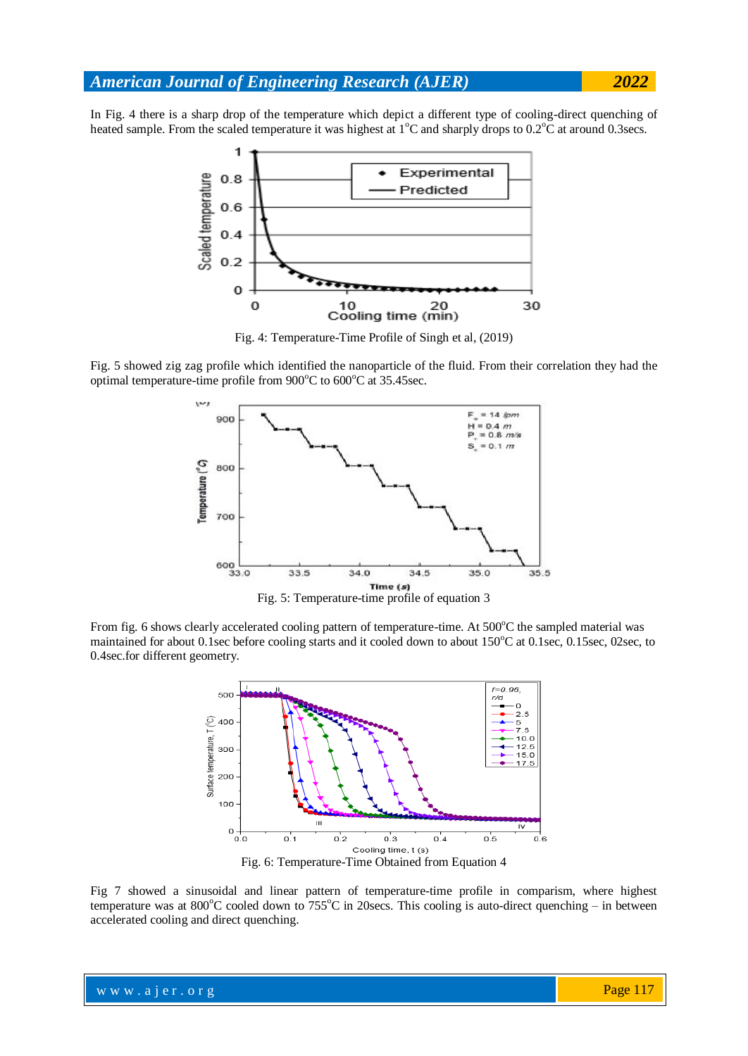In Fig. 4 there is a sharp drop of the temperature which depict a different type of cooling-direct quenching of heated sample. From the scaled temperature it was highest at $1^{o}$C and sharply drops to $0.2^{o}$C at around 0.3secs.

Fig. 4: Temperature-Time Profile of Singh et al, (2019)

Fig. 5 showed zig zag profile which identified the nanoparticle of the fluid. From their correlation they had the optimal temperature-time profile from $900^{o}$C to $600^{o}$C at 35.45sec.

Fig. 5: Temperature-time profile of equation 3

From fig. 6 shows clearly accelerated cooling pattern of temperature-time. At $500^{o}$C the sampled material was maintained for about 0.1sec before cooling starts and it cooled down to about $150^{o}$C at 0.1sec, 0.15sec, 02sec, to 0.4sec.for different geometry.

Fig. 6: Temperature-Time Obtained from Equation 4

Fig 7 showed a sinusoidal and linear pattern of temperature-time profile in comparism, where highest temperature was at $800^{o}$C cooled down to $755^{o}$C in 20secs. This cooling is auto-direct quenching – in between accelerated cooling and direct quenching.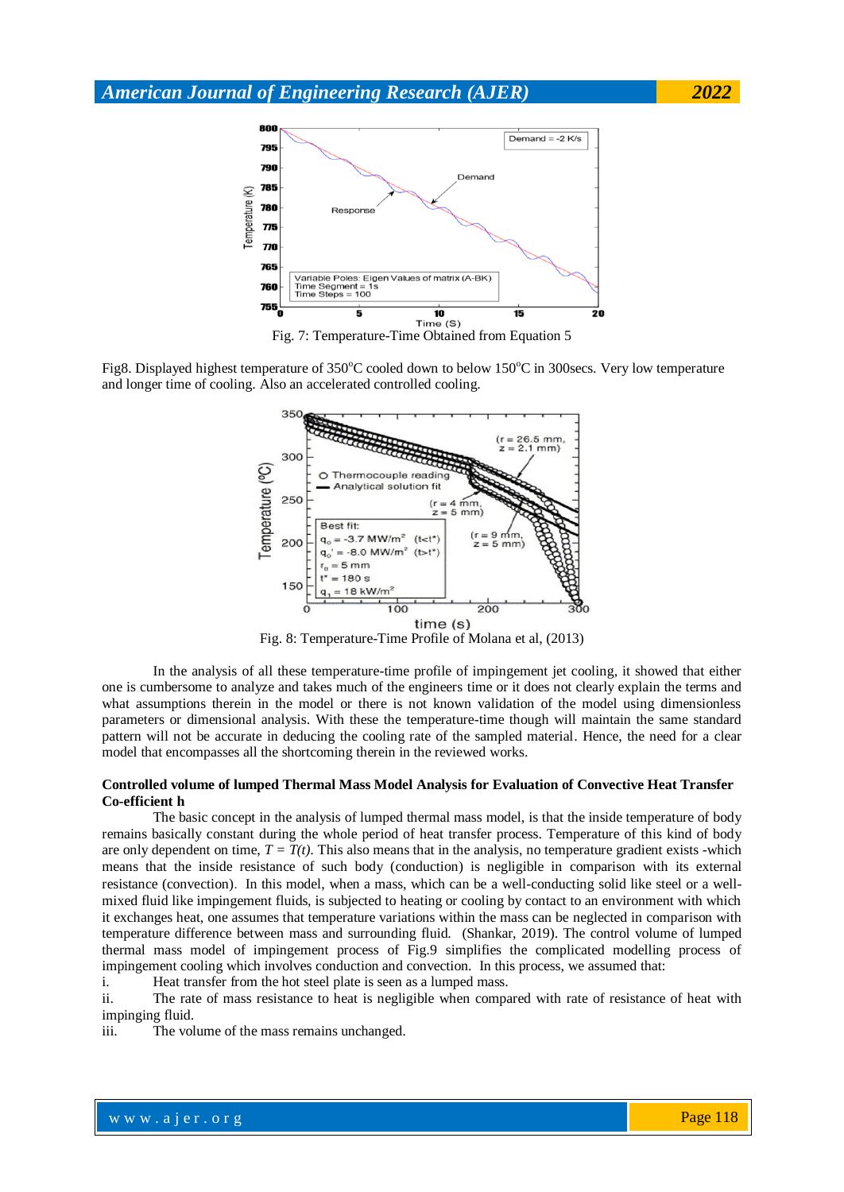Fig. 7: Temperature-Time Obtained from Equation 5

Fig8. Displayed highest temperature of 350°C cooled down to below 150°C in 300secs. Very low temperature and longer time of cooling. Also an accelerated controlled cooling.

Fig. 8: Temperature-Time Profile of Molana et al, (2013)

In the analysis of all these temperature-time profile of impingement jet cooling, it showed that either one is cumbersome to analyze and takes much of the engineers time or it does not clearly explain the terms and what assumptions therein in the model or there is not known validation of the model using dimensionless parameters or dimensional analysis. With these the temperature-time though will maintain the same standard pattern will not be accurate in deducing the cooling rate of the sampled material. Hence, the need for a clear model that encompasses all the shortcoming therein in the reviewed works.

**Controlled volume of lumped Thermal Mass Model Analysis for Evaluation of Convective Heat Transfer Co-efficient h**

The basic concept in the analysis of lumped thermal mass model, is that the inside temperature of body remains basically constant during the whole period of heat transfer process. Temperature of this kind of body are only dependent on time, $T = T(t)$. This also means that in the analysis, no temperature gradient exists -which means that the inside resistance of such body (conduction) is negligible in comparison with its external resistance (convection). In this model, when a mass, which can be a well-conducting solid like steel or a well-mixed fluid like impingement fluids, is subjected to heating or cooling by contact to an environment with which it exchanges heat, one assumes that temperature variations within the mass can be neglected in comparison with temperature difference between mass and surrounding fluid. (Shankar, 2019). The control volume of lumped thermal mass model of impingement process of Fig.9 simplifies the complicated modelling process of impingement cooling which involves conduction and convection. In this process, we assumed that:

i. Heat transfer from the hot steel plate is seen as a lumped mass.

ii. The rate of mass resistance to heat is negligible when compared with rate of resistance of heat with impinging fluid.

iii. The volume of the mass remains unchanged.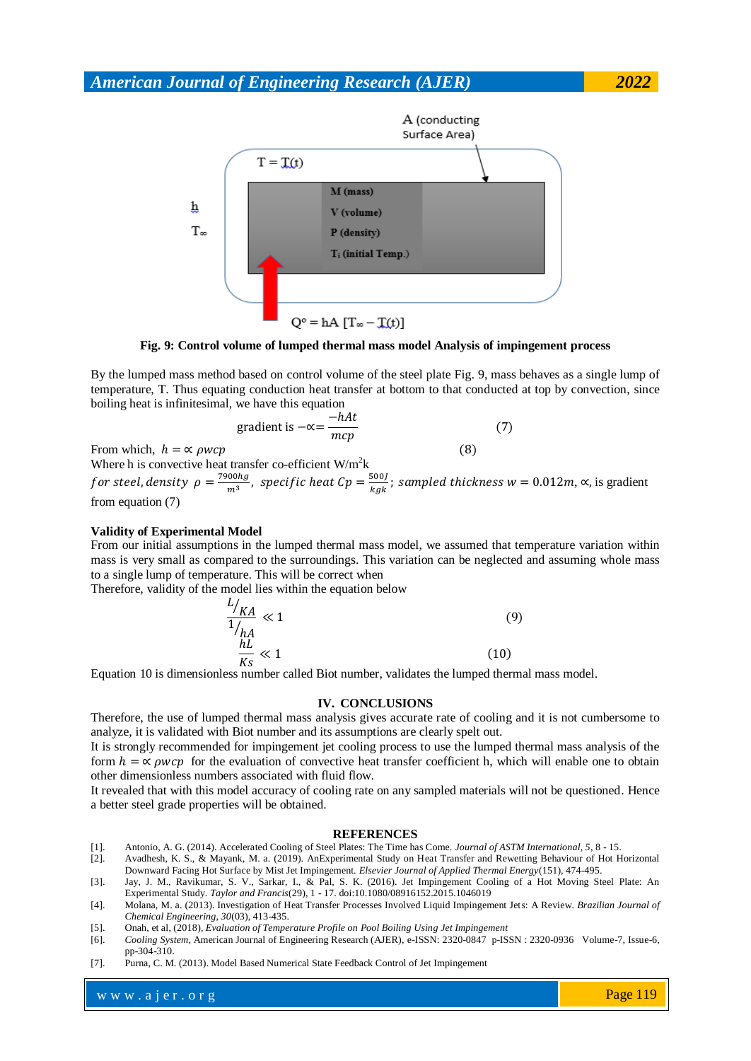Fig. 9: Control volume of lumped thermal mass model Analysis of impingement process

By the lumped mass method based on control volume of the steel plate Fig. 9, mass behaves as a single lump of temperature, T. Thus equating conduction heat transfer at bottom to that conducted at top by convection, since boiling heat is infinitesimal, we have this equation

$$\text{gradient is } -\propto = \frac{-hAt}{mcp} \tag{7}$$

From which, $h = \propto \rho wcp$ (8)

Where h is convective heat transfer co-efficient W/m$^2$k

$for\ steel, density\ \rho = \frac{7900hg}{m^3},\ specific\ heat\ Cp = \frac{500J}{kgk};\ sampled\ thickness\ w = 0.012m,$ $\propto$, is gradient from equation (7)

**Validity of Experimental Model**

From our initial assumptions in the lumped thermal mass model, we assumed that temperature variation within mass is very small as compared to the surroundings. This variation can be neglected and assuming whole mass to a single lump of temperature. This will be correct when

Therefore, validity of the model lies within the equation below

$$\frac{L/_{KA}}{1/_{hA}} \ll 1 \tag{9}$$

$$\frac{hL}{Ks} \ll 1 \tag{10}$$

Equation 10 is dimensionless number called Biot number, validates the lumped thermal mass model.

## IV. CONCLUSIONS

Therefore, the use of lumped thermal mass analysis gives accurate rate of cooling and it is not cumbersome to analyze, it is validated with Biot number and its assumptions are clearly spelt out.

It is strongly recommended for impingement jet cooling process to use the lumped thermal mass analysis of the form $h = \propto \rho wcp$ for the evaluation of convective heat transfer coefficient h, which will enable one to obtain other dimensionless numbers associated with fluid flow.

It revealed that with this model accuracy of cooling rate on any sampled materials will not be questioned. Hence a better steel grade properties will be obtained.

## REFERENCES

[1]. Antonio, A. G. (2014). Accelerated Cooling of Steel Plates: The Time has Come. *Journal of ASTM International, 5*, 8 - 15.

[2]. Avadhesh, K. S., & Mayank, M. a. (2019). AnExperimental Study on Heat Transfer and Rewetting Behaviour of Hot Horizontal Downward Facing Hot Surface by Mist Jet Impingement. *Elsevier Journal of Applied Thermal Energy*(151), 474-495.

[3]. Jay, J. M., Ravikumar, S. V., Sarkar, I., & Pal, S. K. (2016). Jet Impingement Cooling of a Hot Moving Steel Plate: An Experimental Study. *Taylor and Francis*(29), 1 - 17. doi:10.1080/08916152.2015.1046019

[4]. Molana, M. a. (2013). Investigation of Heat Transfer Processes Involved Liquid Impingement Jets: A Review. *Brazilian Journal of Chemical Engineering, 30*(03), 413-435.

[5]. Onah, et al, (2018), *Evaluation of Temperature Profile on Pool Boiling Using Jet Impingement*

[6]. *Cooling System*, American Journal of Engineering Research (AJER), e-ISSN: 2320-0847 p-ISSN : 2320-0936 Volume-7, Issue-6, pp-304-310.

[7]. Purna, C. M. (2013). Model Based Numerical State Feedback Control of Jet Impingement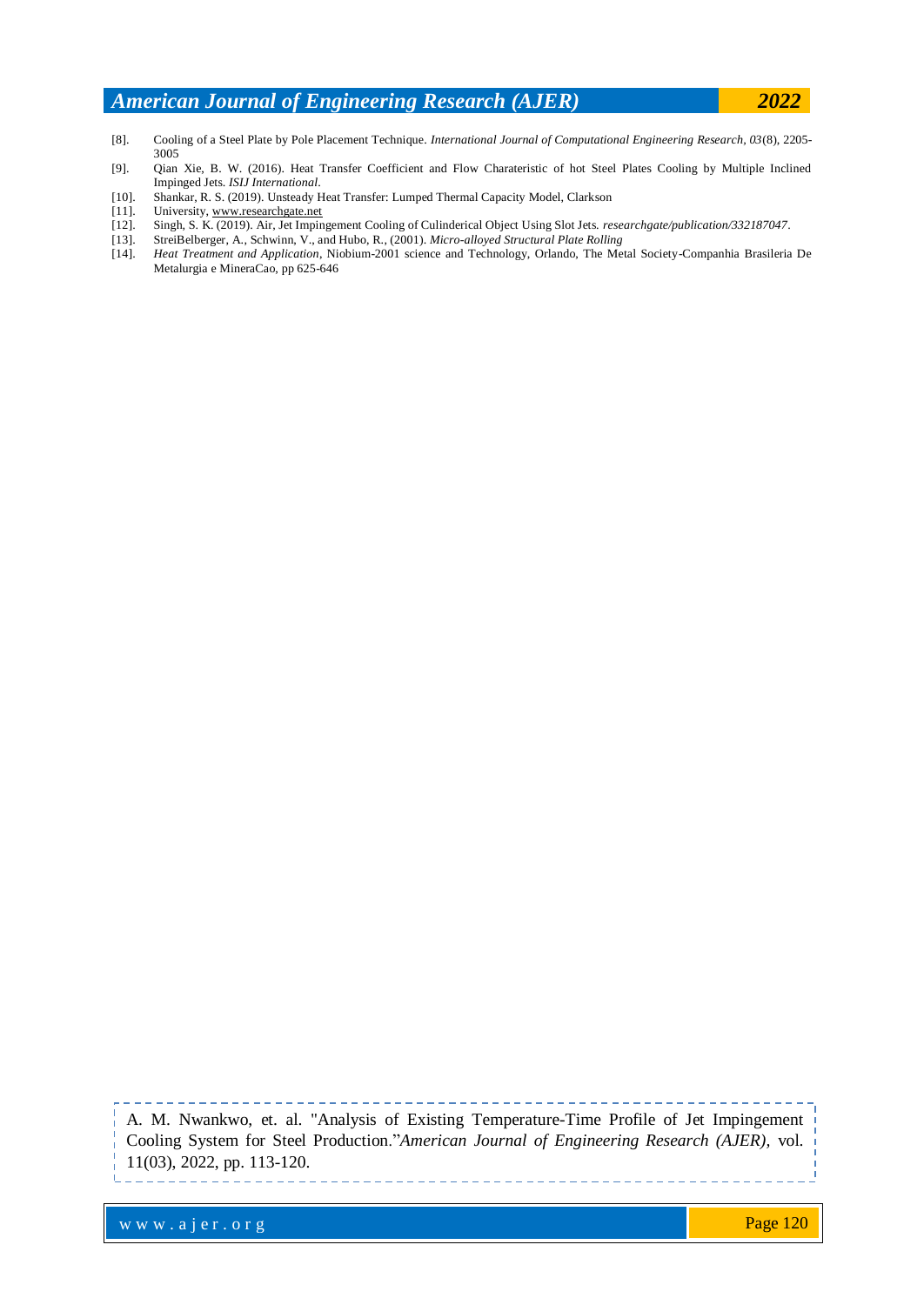[8]. Cooling of a Steel Plate by Pole Placement Technique. *International Journal of Computational Engineering Research, 03*(8), 2205-3005

[9]. Qian Xie, B. W. (2016). Heat Transfer Coefficient and Flow Charateristic of hot Steel Plates Cooling by Multiple Inclined Impinged Jets. *ISIJ International*.

[10]. Shankar, R. S. (2019). Unsteady Heat Transfer: Lumped Thermal Capacity Model, Clarkson

[11]. University, www.researchgate.net

[12]. Singh, S. K. (2019). Air, Jet Impingement Cooling of Culinderical Object Using Slot Jets. *researchgate/publication/332187047*.

[13]. StreiBelberger, A., Schwinn, V., and Hubo, R., (2001). *Micro-alloyed Structural Plate Rolling*

[14]. *Heat Treatment and Application*, Niobium-2001 science and Technology, Orlando, The Metal Society-Companhia Brasileria De Metalurgia e MineraCao, pp 625-646

A. M. Nwankwo, et. al. "Analysis of Existing Temperature-Time Profile of Jet Impingement Cooling System for Steel Production."*American Journal of Engineering Research (AJER)*, vol. 11(03), 2022, pp. 113-120.